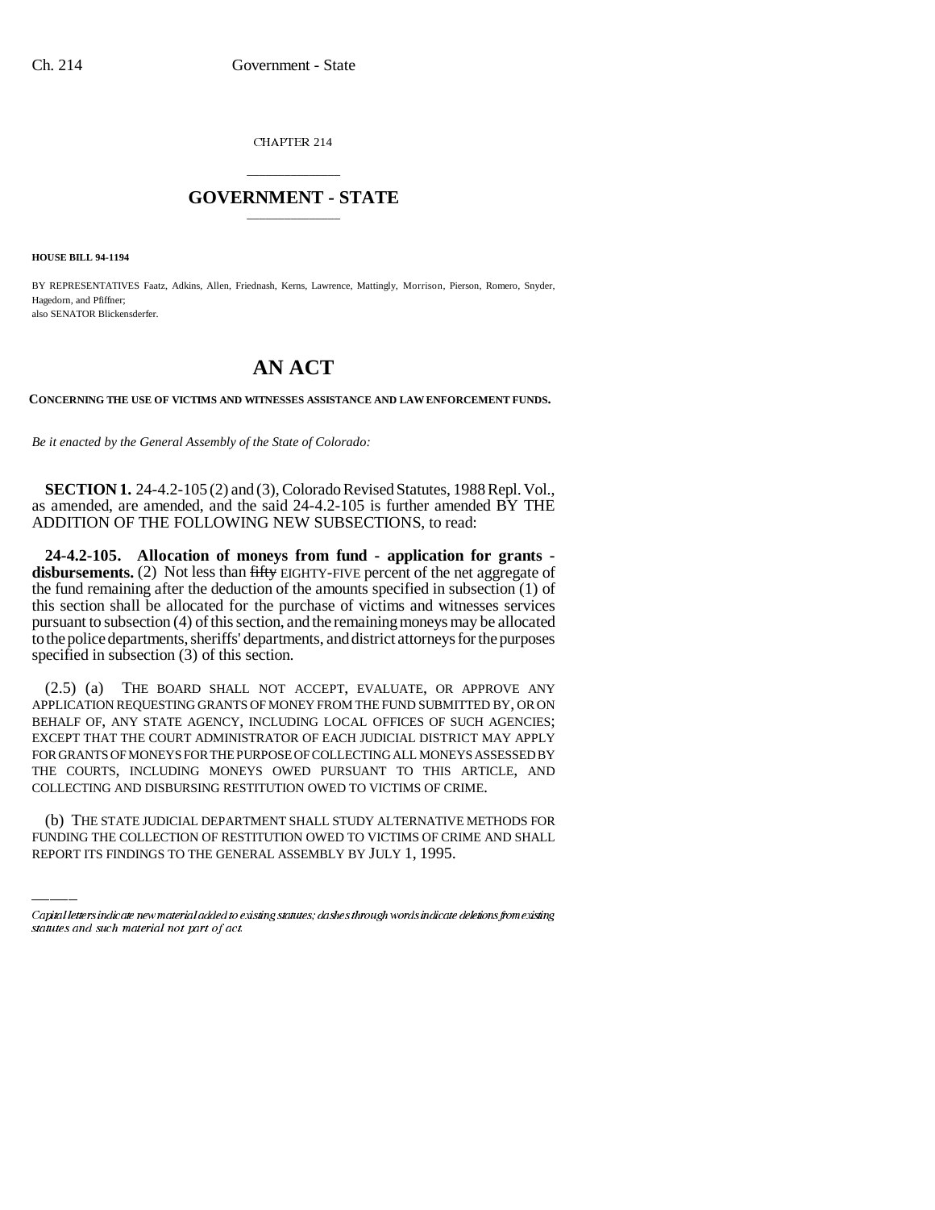CHAPTER 214

# GOVERNMENT - STATE

**HOUSE BILL 94-1194**

BY REPRESENTATIVES Faatz, Adkins, Allen, Friednash, Kerns, Lawrence, Mattingly, Morrison, Pierson, Romero, Snyder, Hagedorn, and Pfiffner;
also SENATOR Blickensderfer.

# AN ACT

**CONCERNING THE USE OF VICTIMS AND WITNESSES ASSISTANCE AND LAW ENFORCEMENT FUNDS.**

*Be it enacted by the General Assembly of the State of Colorado:*

**SECTION 1.** 24-4.2-105 (2) and (3), Colorado Revised Statutes, 1988 Repl. Vol., as amended, are amended, and the said 24-4.2-105 is further amended BY THE ADDITION OF THE FOLLOWING NEW SUBSECTIONS, to read:

**24-4.2-105. Allocation of moneys from fund - application for grants - disbursements.** (2) Not less than ~~fifty~~ EIGHTY-FIVE percent of the net aggregate of the fund remaining after the deduction of the amounts specified in subsection (1) of this section shall be allocated for the purchase of victims and witnesses services pursuant to subsection (4) of this section, and the remaining moneys may be allocated to the police departments, sheriffs' departments, and district attorneys for the purposes specified in subsection (3) of this section.

(2.5) (a) THE BOARD SHALL NOT ACCEPT, EVALUATE, OR APPROVE ANY APPLICATION REQUESTING GRANTS OF MONEY FROM THE FUND SUBMITTED BY, OR ON BEHALF OF, ANY STATE AGENCY, INCLUDING LOCAL OFFICES OF SUCH AGENCIES; EXCEPT THAT THE COURT ADMINISTRATOR OF EACH JUDICIAL DISTRICT MAY APPLY FOR GRANTS OF MONEYS FOR THE PURPOSE OF COLLECTING ALL MONEYS ASSESSED BY THE COURTS, INCLUDING MONEYS OWED PURSUANT TO THIS ARTICLE, AND COLLECTING AND DISBURSING RESTITUTION OWED TO VICTIMS OF CRIME.

(b) THE STATE JUDICIAL DEPARTMENT SHALL STUDY ALTERNATIVE METHODS FOR FUNDING THE COLLECTION OF RESTITUTION OWED TO VICTIMS OF CRIME AND SHALL REPORT ITS FINDINGS TO THE GENERAL ASSEMBLY BY JULY 1, 1995.

---

*Capital letters indicate new material added to existing statutes; dashes through words indicate deletions from existing statutes and such material not part of act.*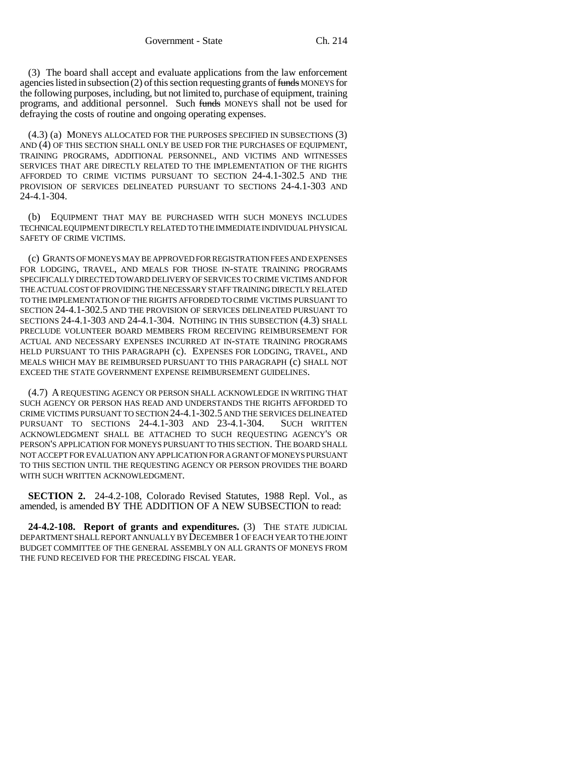(3) The board shall accept and evaluate applications from the law enforcement agencies listed in subsection (2) of this section requesting grants of ~~funds~~ MONEYS for the following purposes, including, but not limited to, purchase of equipment, training programs, and additional personnel. Such ~~funds~~ MONEYS shall not be used for defraying the costs of routine and ongoing operating expenses.

(4.3) (a) MONEYS ALLOCATED FOR THE PURPOSES SPECIFIED IN SUBSECTIONS (3) AND (4) OF THIS SECTION SHALL ONLY BE USED FOR THE PURCHASES OF EQUIPMENT, TRAINING PROGRAMS, ADDITIONAL PERSONNEL, AND VICTIMS AND WITNESSES SERVICES THAT ARE DIRECTLY RELATED TO THE IMPLEMENTATION OF THE RIGHTS AFFORDED TO CRIME VICTIMS PURSUANT TO SECTION 24-4.1-302.5 AND THE PROVISION OF SERVICES DELINEATED PURSUANT TO SECTIONS 24-4.1-303 AND 24-4.1-304.

(b) EQUIPMENT THAT MAY BE PURCHASED WITH SUCH MONEYS INCLUDES TECHNICAL EQUIPMENT DIRECTLY RELATED TO THE IMMEDIATE INDIVIDUAL PHYSICAL SAFETY OF CRIME VICTIMS.

(c) GRANTS OF MONEYS MAY BE APPROVED FOR REGISTRATION FEES AND EXPENSES FOR LODGING, TRAVEL, AND MEALS FOR THOSE IN-STATE TRAINING PROGRAMS SPECIFICALLY DIRECTED TOWARD DELIVERY OF SERVICES TO CRIME VICTIMS AND FOR THE ACTUAL COST OF PROVIDING THE NECESSARY STAFF TRAINING DIRECTLY RELATED TO THE IMPLEMENTATION OF THE RIGHTS AFFORDED TO CRIME VICTIMS PURSUANT TO SECTION 24-4.1-302.5 AND THE PROVISION OF SERVICES DELINEATED PURSUANT TO SECTIONS 24-4.1-303 AND 24-4.1-304. NOTHING IN THIS SUBSECTION (4.3) SHALL PRECLUDE VOLUNTEER BOARD MEMBERS FROM RECEIVING REIMBURSEMENT FOR ACTUAL AND NECESSARY EXPENSES INCURRED AT IN-STATE TRAINING PROGRAMS HELD PURSUANT TO THIS PARAGRAPH (c). EXPENSES FOR LODGING, TRAVEL, AND MEALS WHICH MAY BE REIMBURSED PURSUANT TO THIS PARAGRAPH (c) SHALL NOT EXCEED THE STATE GOVERNMENT EXPENSE REIMBURSEMENT GUIDELINES.

(4.7) A REQUESTING AGENCY OR PERSON SHALL ACKNOWLEDGE IN WRITING THAT SUCH AGENCY OR PERSON HAS READ AND UNDERSTANDS THE RIGHTS AFFORDED TO CRIME VICTIMS PURSUANT TO SECTION 24-4.1-302.5 AND THE SERVICES DELINEATED PURSUANT TO SECTIONS 24-4.1-303 AND 23-4.1-304. SUCH WRITTEN ACKNOWLEDGMENT SHALL BE ATTACHED TO SUCH REQUESTING AGENCY'S OR PERSON'S APPLICATION FOR MONEYS PURSUANT TO THIS SECTION. THE BOARD SHALL NOT ACCEPT FOR EVALUATION ANY APPLICATION FOR A GRANT OF MONEYS PURSUANT TO THIS SECTION UNTIL THE REQUESTING AGENCY OR PERSON PROVIDES THE BOARD WITH SUCH WRITTEN ACKNOWLEDGMENT.

**SECTION 2.** 24-4.2-108, Colorado Revised Statutes, 1988 Repl. Vol., as amended, is amended BY THE ADDITION OF A NEW SUBSECTION to read:

**24-4.2-108. Report of grants and expenditures.** (3) THE STATE JUDICIAL DEPARTMENT SHALL REPORT ANNUALLY BY DECEMBER 1 OF EACH YEAR TO THE JOINT BUDGET COMMITTEE OF THE GENERAL ASSEMBLY ON ALL GRANTS OF MONEYS FROM THE FUND RECEIVED FOR THE PRECEDING FISCAL YEAR.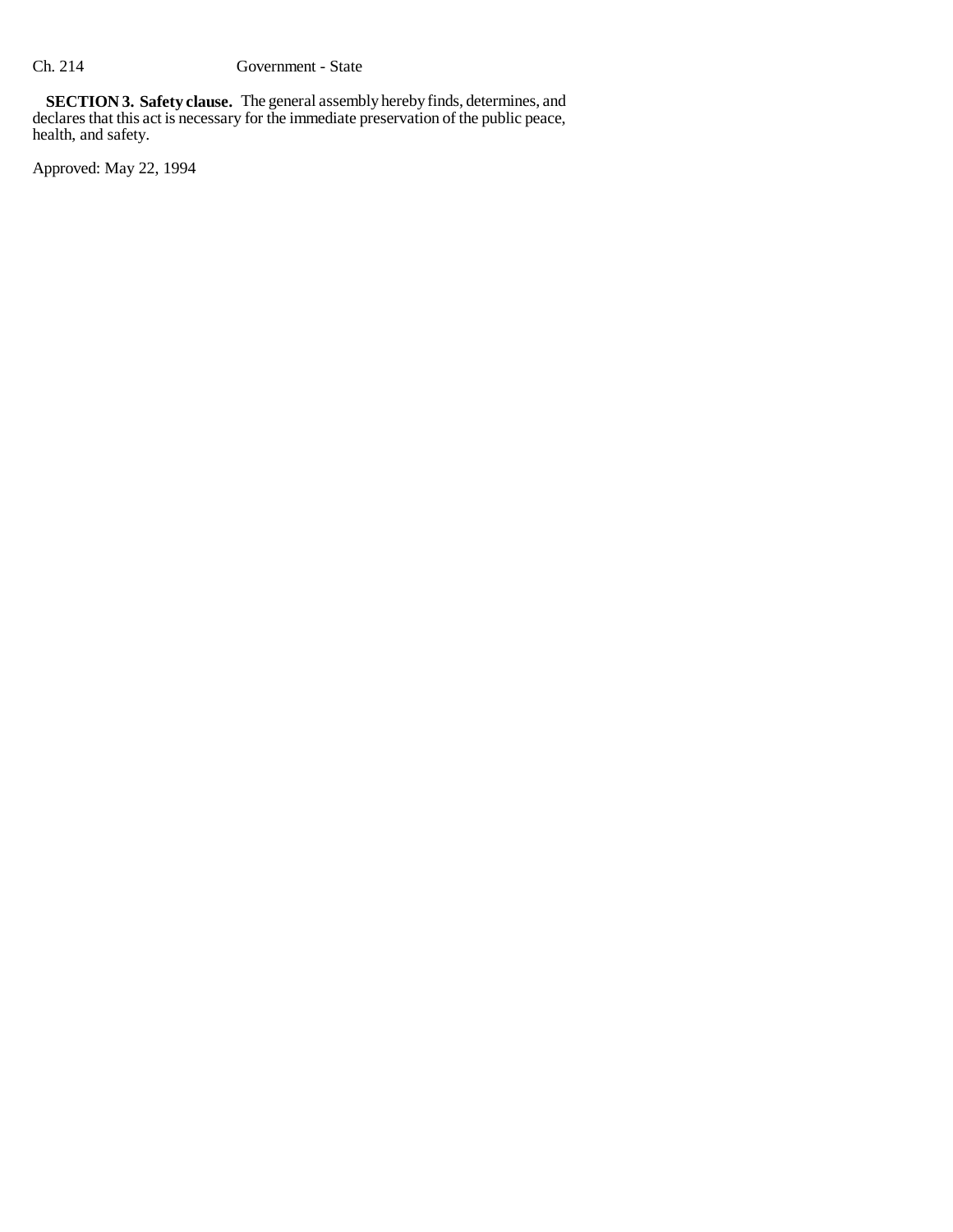**SECTION 3. Safety clause.** The general assembly hereby finds, determines, and declares that this act is necessary for the immediate preservation of the public peace, health, and safety.

Approved: May 22, 1994